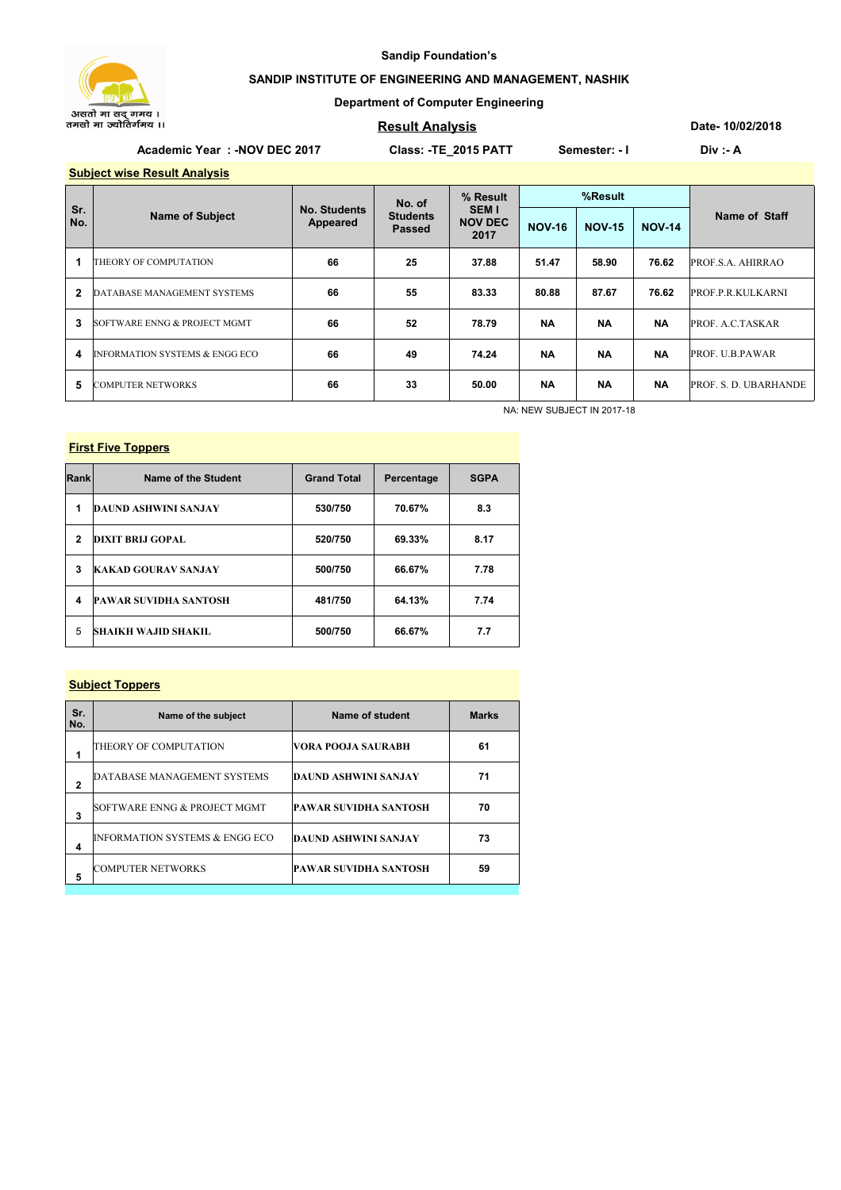असतो मा सद् गमय ।
तमसो मा ज्योतिर्गमय ।।

**Sandip Foundation's**

**SANDIP INSTITUTE OF ENGINEERING AND MANAGEMENT, NASHIK**

**Department of Computer Engineering**

## Result Analysis

**Date- 10/02/2018**

**Academic Year : -NOV DEC 2017** **Class: -TE_2015 PATT** **Semester: - I** **Div :- A**

### Subject wise Result Analysis

| Sr. No. | Name of Subject | No. Students Appeared | No. of Students Passed | % Result SEM I NOV DEC 2017 | %Result | | | Name of Staff |
|---|---|---|---|---|---|---|---|---|
| | | | | | NOV-16 | NOV-15 | NOV-14 | |
| 1 | THEORY OF COMPUTATION | 66 | 25 | 37.88 | 51.47 | 58.90 | 76.62 | PROF.S.A. AHIRRAO |
| 2 | DATABASE MANAGEMENT SYSTEMS | 66 | 55 | 83.33 | 80.88 | 87.67 | 76.62 | PROF.P.R.KULKARNI |
| 3 | SOFTWARE ENNG & PROJECT MGMT | 66 | 52 | 78.79 | NA | NA | NA | PROF. A.C.TASKAR |
| 4 | INFORMATION SYSTEMS & ENGG ECO | 66 | 49 | 74.24 | NA | NA | NA | PROF. U.B.PAWAR |
| 5 | COMPUTER NETWORKS | 66 | 33 | 50.00 | NA | NA | NA | PROF. S. D. UBARHANDE |

NA: NEW SUBJECT IN 2017-18

### First Five Toppers

| Rank | Name of the Student | Grand Total | Percentage | SGPA |
|---|---|---|---|---|
| 1 | DAUND ASHWINI SANJAY | 530/750 | 70.67% | 8.3 |
| 2 | DIXIT BRIJ GOPAL | 520/750 | 69.33% | 8.17 |
| 3 | KAKAD GOURAV SANJAY | 500/750 | 66.67% | 7.78 |
| 4 | PAWAR SUVIDHA SANTOSH | 481/750 | 64.13% | 7.74 |
| 5 | SHAIKH WAJID SHAKIL | 500/750 | 66.67% | 7.7 |

### Subject Toppers

| Sr. No. | Name of the subject | Name of student | Marks |
|---|---|---|---|
| 1 | THEORY OF COMPUTATION | VORA POOJA SAURABH | 61 |
| 2 | DATABASE MANAGEMENT SYSTEMS | DAUND ASHWINI SANJAY | 71 |
| 3 | SOFTWARE ENNG & PROJECT MGMT | PAWAR SUVIDHA SANTOSH | 70 |
| 4 | INFORMATION SYSTEMS & ENGG ECO | DAUND ASHWINI SANJAY | 73 |
| 5 | COMPUTER NETWORKS | PAWAR SUVIDHA SANTOSH | 59 |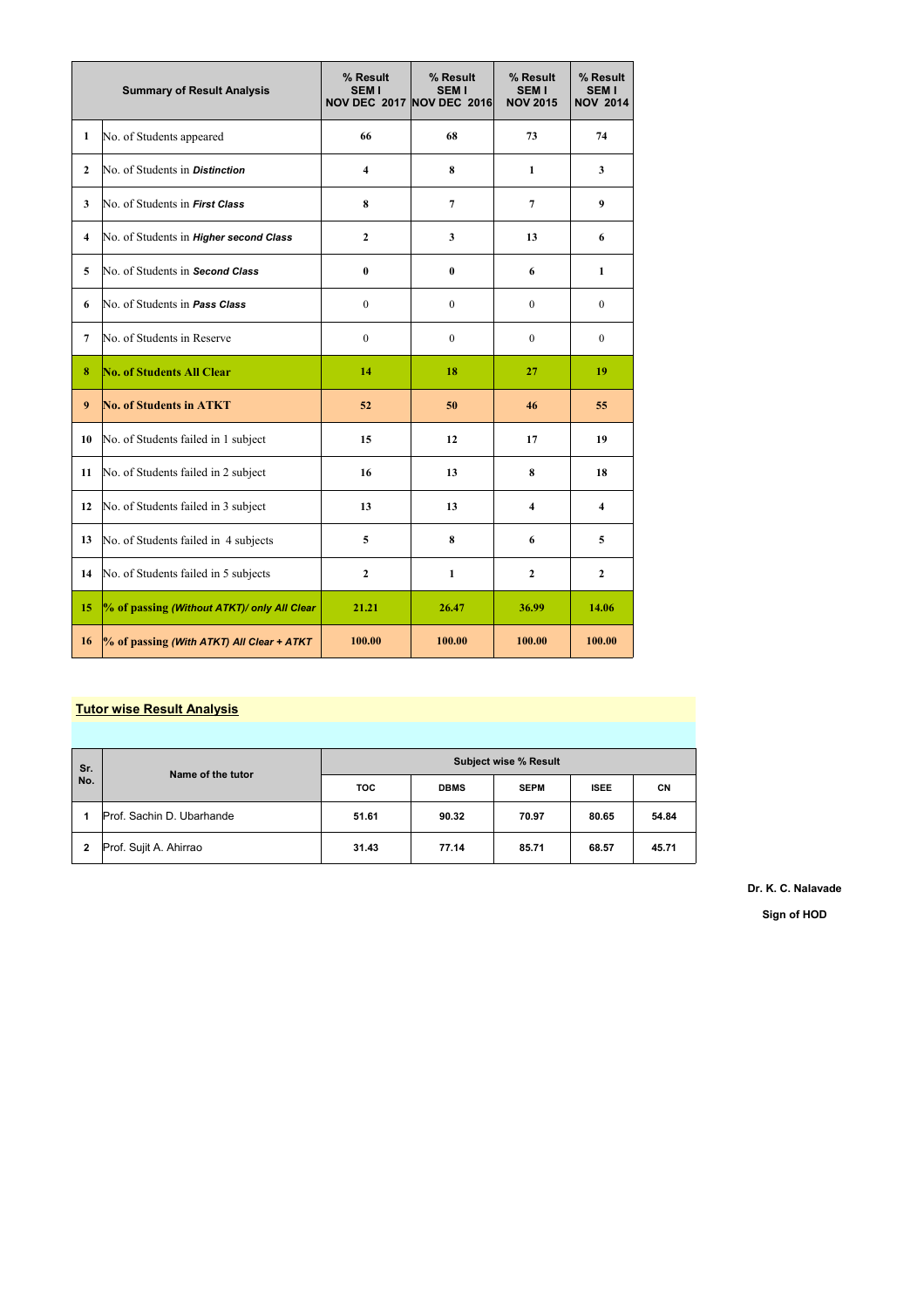| | Summary of Result Analysis | % Result SEM I NOV DEC 2017 | % Result SEM I NOV DEC 2016 | % Result SEM I NOV 2015 | % Result SEM I NOV 2014 |
|---|---|---|---|---|---|
| 1 | No. of Students appeared | 66 | 68 | 73 | 74 |
| 2 | No. of Students in ***Distinction*** | 4 | 8 | 1 | 3 |
| 3 | No. of Students in ***First Class*** | 8 | 7 | 7 | 9 |
| 4 | No. of Students in ***Higher second Class*** | 2 | 3 | 13 | 6 |
| 5 | No. of Students in ***Second Class*** | 0 | 0 | 6 | 1 |
| 6 | No. of Students in ***Pass Class*** | 0 | 0 | 0 | 0 |
| 7 | No. of Students in Reserve | 0 | 0 | 0 | 0 |
| 8 | **No. of Students All Clear** | 14 | 18 | 27 | 19 |
| 9 | **No. of Students in ATKT** | 52 | 50 | 46 | 55 |
| 10 | No. of Students failed in 1 subject | 15 | 12 | 17 | 19 |
| 11 | No. of Students failed in 2 subject | 16 | 13 | 8 | 18 |
| 12 | No. of Students failed in 3 subject | 13 | 13 | 4 | 4 |
| 13 | No. of Students failed in 4 subjects | 5 | 8 | 6 | 5 |
| 14 | No. of Students failed in 5 subjects | 2 | 1 | 2 | 2 |
| 15 | **% of passing *(Without ATKT)/ only All Clear*** | 21.21 | 26.47 | 36.99 | 14.06 |
| 16 | **% of passing *(With ATKT) All Clear + ATKT*** | 100.00 | 100.00 | 100.00 | 100.00 |

**Tutor wise Result Analysis**

| Sr. No. | Name of the tutor | Subject wise % Result | | | | |
|---|---|---|---|---|---|---|
| | | TOC | DBMS | SEPM | ISEE | CN |
| 1 | Prof. Sachin D. Ubarhande | 51.61 | 90.32 | 70.97 | 80.65 | 54.84 |
| 2 | Prof. Sujit A. Ahirrao | 31.43 | 77.14 | 85.71 | 68.57 | 45.71 |

**Dr. K. C. Nalavade**

**Sign of HOD**